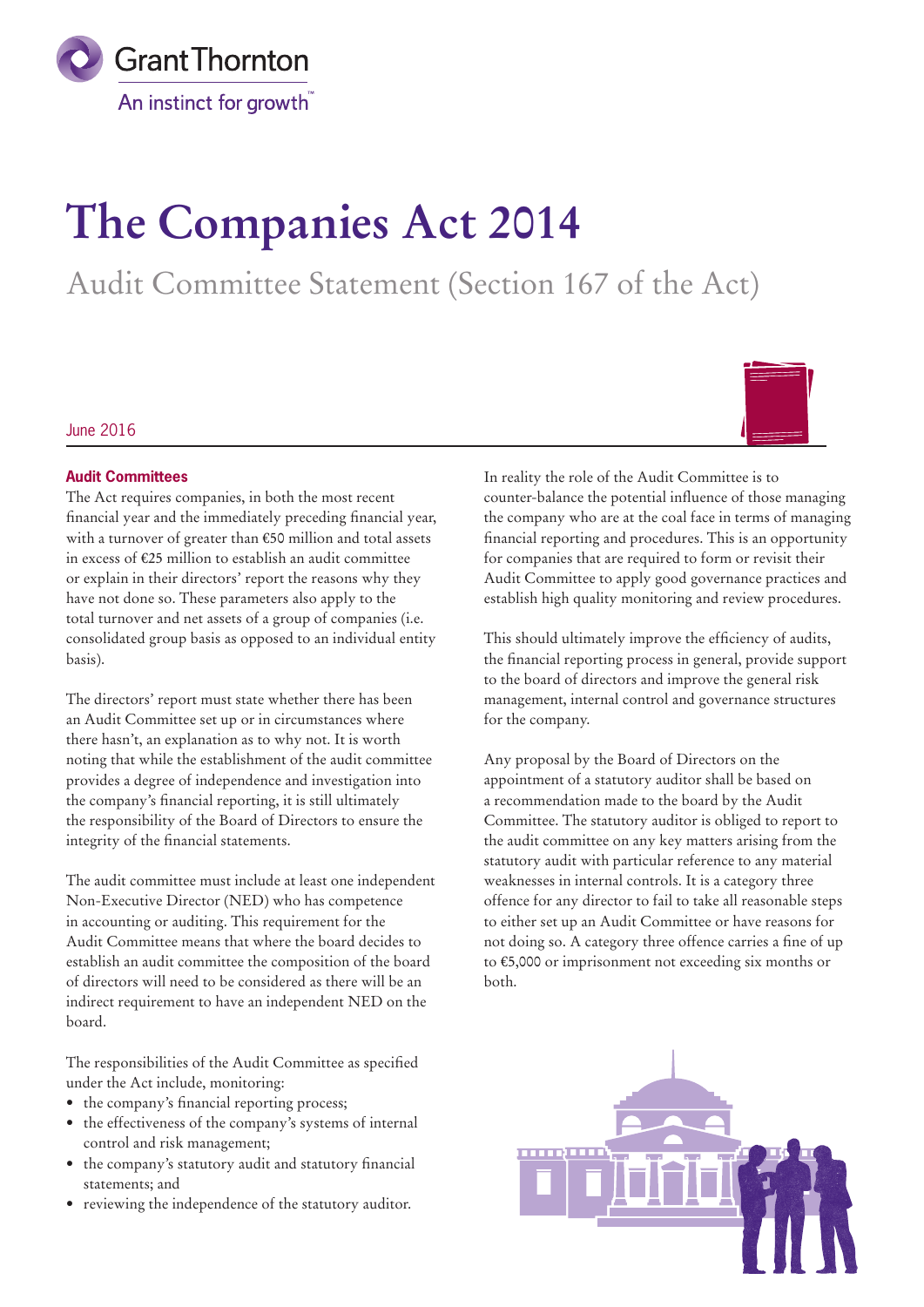Grant Thornton
An instinct for growth™

# The Companies Act 2014

## Audit Committee Statement (Section 167 of the Act)

June 2016

### Audit Committees

The Act requires companies, in both the most recent financial year and the immediately preceding financial year, with a turnover of greater than €50 million and total assets in excess of €25 million to establish an audit committee or explain in their directors' report the reasons why they have not done so. These parameters also apply to the total turnover and net assets of a group of companies (i.e. consolidated group basis as opposed to an individual entity basis).

The directors' report must state whether there has been an Audit Committee set up or in circumstances where there hasn't, an explanation as to why not. It is worth noting that while the establishment of the audit committee provides a degree of independence and investigation into the company's financial reporting, it is still ultimately the responsibility of the Board of Directors to ensure the integrity of the financial statements.

The audit committee must include at least one independent Non-Executive Director (NED) who has competence in accounting or auditing. This requirement for the Audit Committee means that where the board decides to establish an audit committee the composition of the board of directors will need to be considered as there will be an indirect requirement to have an independent NED on the board.

The responsibilities of the Audit Committee as specified under the Act include, monitoring:

- the company's financial reporting process;
- the effectiveness of the company's systems of internal control and risk management;
- the company's statutory audit and statutory financial statements; and
- reviewing the independence of the statutory auditor.

In reality the role of the Audit Committee is to counter-balance the potential influence of those managing the company who are at the coal face in terms of managing financial reporting and procedures. This is an opportunity for companies that are required to form or revisit their Audit Committee to apply good governance practices and establish high quality monitoring and review procedures.

This should ultimately improve the efficiency of audits, the financial reporting process in general, provide support to the board of directors and improve the general risk management, internal control and governance structures for the company.

Any proposal by the Board of Directors on the appointment of a statutory auditor shall be based on a recommendation made to the board by the Audit Committee. The statutory auditor is obliged to report to the audit committee on any key matters arising from the statutory audit with particular reference to any material weaknesses in internal controls. It is a category three offence for any director to fail to take all reasonable steps to either set up an Audit Committee or have reasons for not doing so. A category three offence carries a fine of up to €5,000 or imprisonment not exceeding six months or both.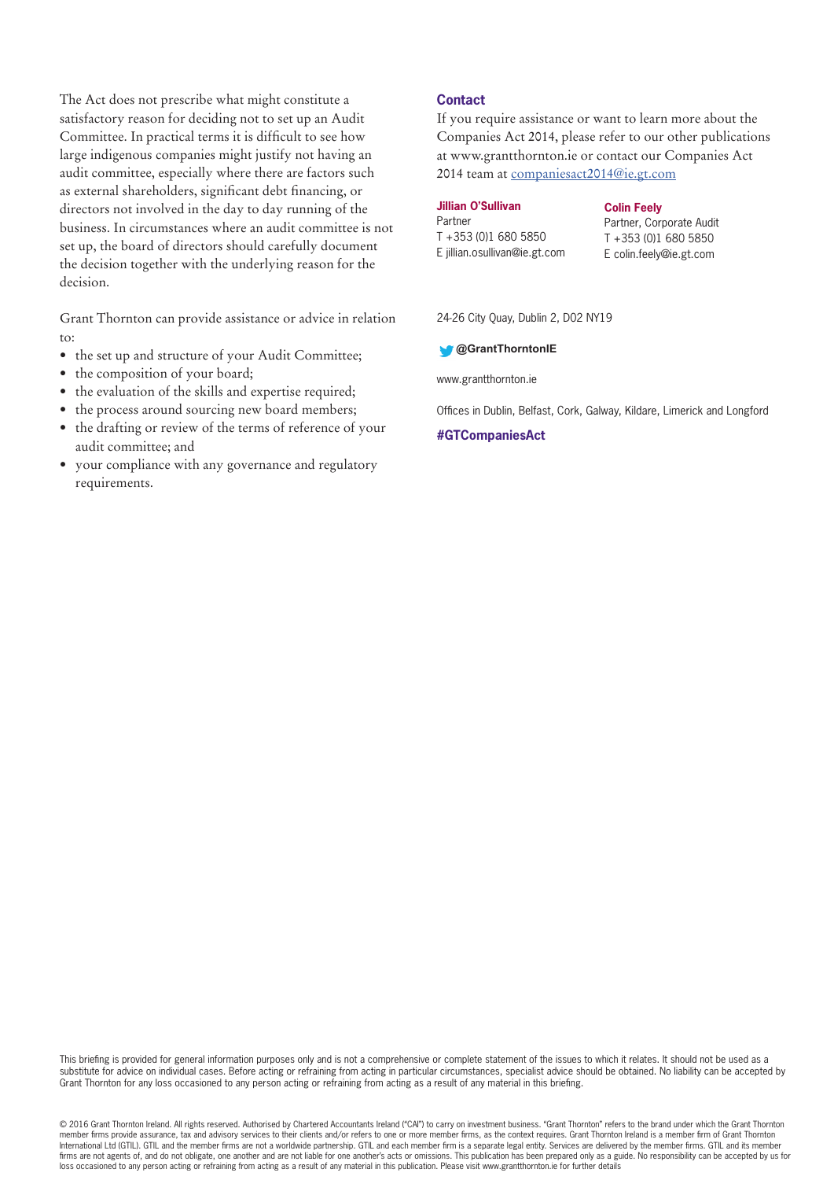The Act does not prescribe what might constitute a satisfactory reason for deciding not to set up an Audit Committee. In practical terms it is difficult to see how large indigenous companies might justify not having an audit committee, especially where there are factors such as external shareholders, significant debt financing, or directors not involved in the day to day running of the business. In circumstances where an audit committee is not set up, the board of directors should carefully document the decision together with the underlying reason for the decision.

Grant Thornton can provide assistance or advice in relation to:

- the set up and structure of your Audit Committee;
- the composition of your board;
- the evaluation of the skills and expertise required;
- the process around sourcing new board members;
- the drafting or review of the terms of reference of your audit committee; and
- your compliance with any governance and regulatory requirements.

## Contact

If you require assistance or want to learn more about the Companies Act 2014, please refer to our other publications at www.grantthornton.ie or contact our Companies Act 2014 team at companiesact2014@ie.gt.com

**Jillian O'Sullivan**
Partner
T +353 (0)1 680 5850
E jillian.osullivan@ie.gt.com

**Colin Feely**
Partner, Corporate Audit
T +353 (0)1 680 5850
E colin.feely@ie.gt.com

24-26 City Quay, Dublin 2, D02 NY19

**@GrantThorntonIE**

www.grantthornton.ie

Offices in Dublin, Belfast, Cork, Galway, Kildare, Limerick and Longford

**#GTCompaniesAct**

This briefing is provided for general information purposes only and is not a comprehensive or complete statement of the issues to which it relates. It should not be used as a substitute for advice on individual cases. Before acting or refraining from acting in particular circumstances, specialist advice should be obtained. No liability can be accepted by Grant Thornton for any loss occasioned to any person acting or refraining from acting as a result of any material in this briefing.

© 2016 Grant Thornton Ireland. All rights reserved. Authorised by Chartered Accountants Ireland ("CAI") to carry on investment business. "Grant Thornton" refers to the brand under which the Grant Thornton member firms provide assurance, tax and advisory services to their clients and/or refers to one or more member firms, as the context requires. Grant Thornton Ireland is a member firm of Grant Thornton International Ltd (GTIL). GTIL and the member firms are not a worldwide partnership. GTIL and each member firm is a separate legal entity. Services are delivered by the member firms. GTIL and its member firms are not agents of, and do not obligate, one another and are not liable for one another's acts or omissions. This publication has been prepared only as a guide. No responsibility can be accepted by us for loss occasioned to any person acting or refraining from acting as a result of any material in this publication. Please visit www.grantthornton.ie for further details